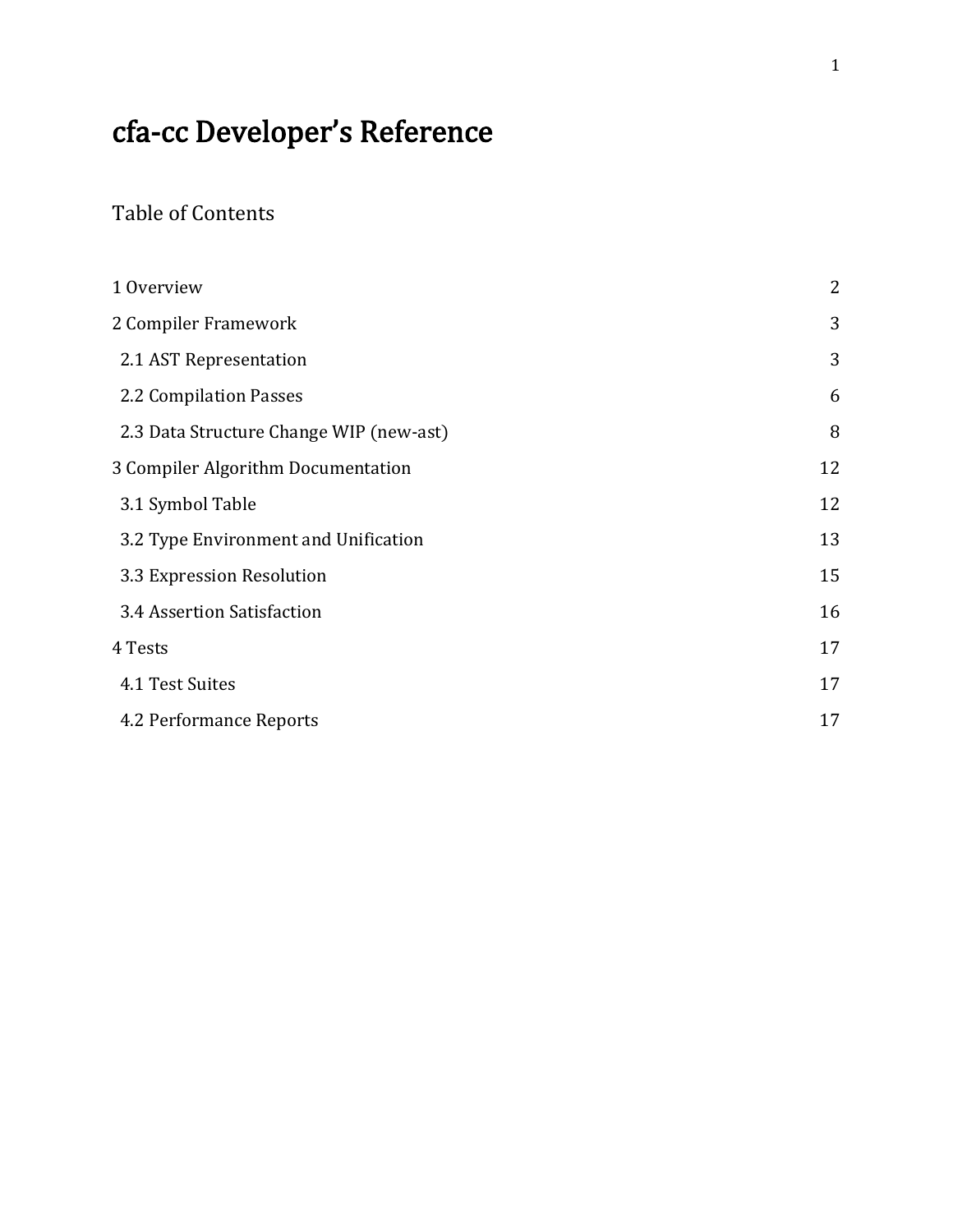# cfa-cc Developer's Reference

## Table of Contents

| | |
|---|---|
| 1 Overview | 2 |
| 2 Compiler Framework | 3 |
| 2.1 AST Representation | 3 |
| 2.2 Compilation Passes | 6 |
| 2.3 Data Structure Change WIP (new-ast) | 8 |
| 3 Compiler Algorithm Documentation | 12 |
| 3.1 Symbol Table | 12 |
| 3.2 Type Environment and Unification | 13 |
| 3.3 Expression Resolution | 15 |
| 3.4 Assertion Satisfaction | 16 |
| 4 Tests | 17 |
| 4.1 Test Suites | 17 |
| 4.2 Performance Reports | 17 |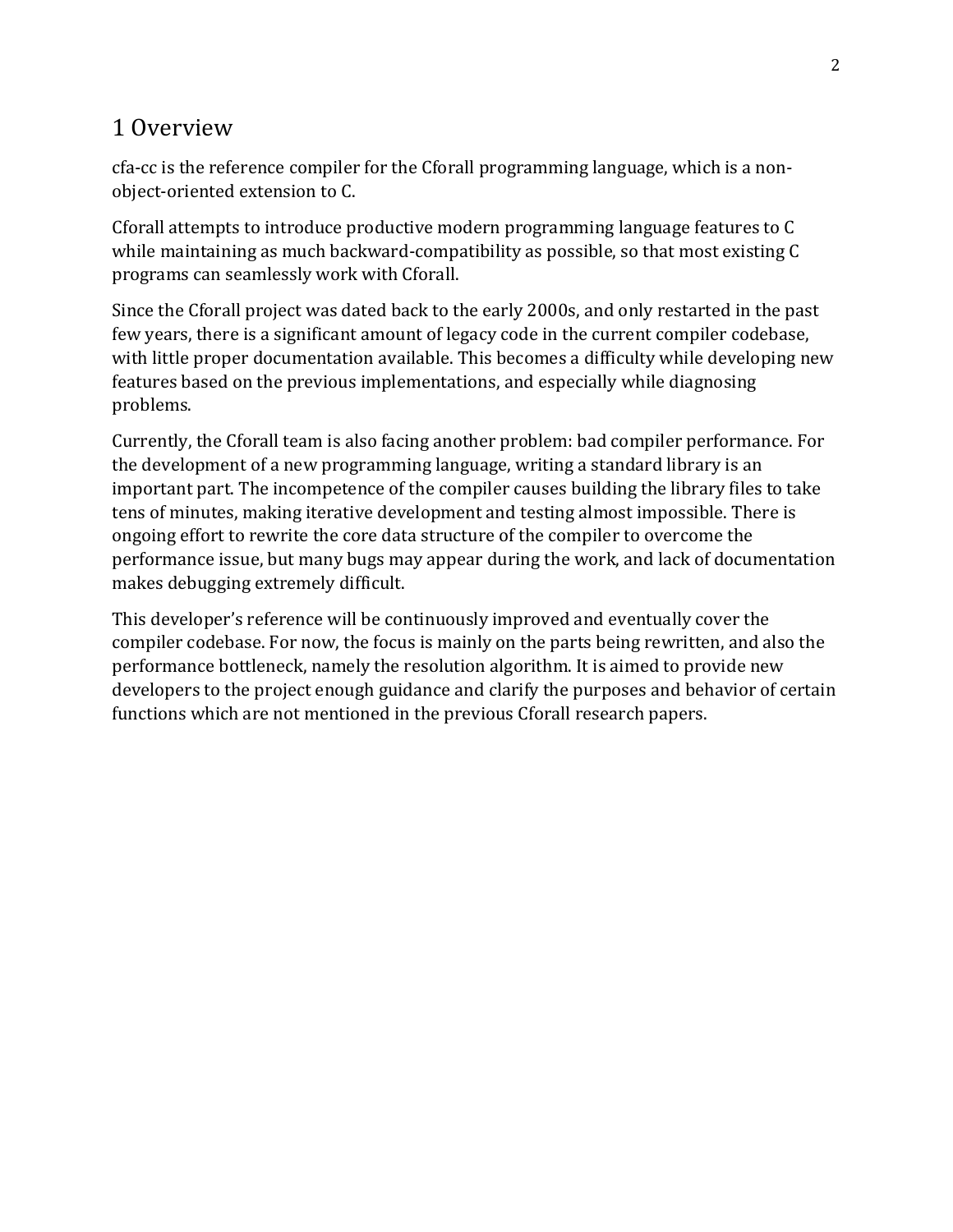# 1 Overview

cfa-cc is the reference compiler for the Cforall programming language, which is a non-object-oriented extension to C.

Cforall attempts to introduce productive modern programming language features to C while maintaining as much backward-compatibility as possible, so that most existing C programs can seamlessly work with Cforall.

Since the Cforall project was dated back to the early 2000s, and only restarted in the past few years, there is a significant amount of legacy code in the current compiler codebase, with little proper documentation available. This becomes a difficulty while developing new features based on the previous implementations, and especially while diagnosing problems.

Currently, the Cforall team is also facing another problem: bad compiler performance. For the development of a new programming language, writing a standard library is an important part. The incompetence of the compiler causes building the library files to take tens of minutes, making iterative development and testing almost impossible. There is ongoing effort to rewrite the core data structure of the compiler to overcome the performance issue, but many bugs may appear during the work, and lack of documentation makes debugging extremely difficult.

This developer's reference will be continuously improved and eventually cover the compiler codebase. For now, the focus is mainly on the parts being rewritten, and also the performance bottleneck, namely the resolution algorithm. It is aimed to provide new developers to the project enough guidance and clarify the purposes and behavior of certain functions which are not mentioned in the previous Cforall research papers.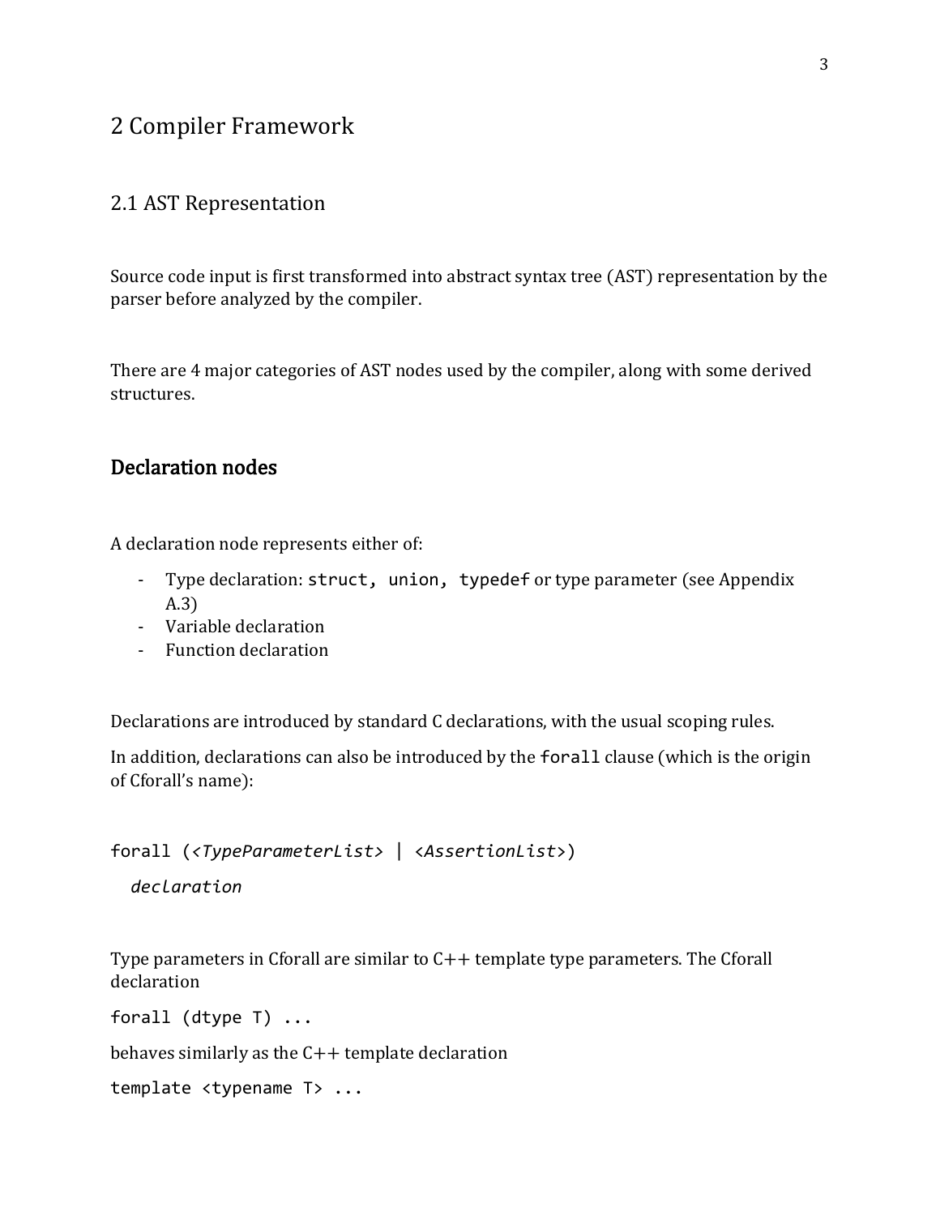# 2 Compiler Framework

## 2.1 AST Representation

Source code input is first transformed into abstract syntax tree (AST) representation by the parser before analyzed by the compiler.

There are 4 major categories of AST nodes used by the compiler, along with some derived structures.

### Declaration nodes

A declaration node represents either of:

- Type declaration: `struct, union, typedef` or type parameter (see Appendix A.3)
- Variable declaration
- Function declaration

Declarations are introduced by standard C declarations, with the usual scoping rules.

In addition, declarations can also be introduced by the `forall` clause (which is the origin of Cforall's name):

```
forall (<TypeParameterList> | <AssertionList>)
  declaration
```

Type parameters in Cforall are similar to C++ template type parameters. The Cforall declaration

```
forall (dtype T) ...
```

behaves similarly as the C++ template declaration

```
template <typename T> ...
```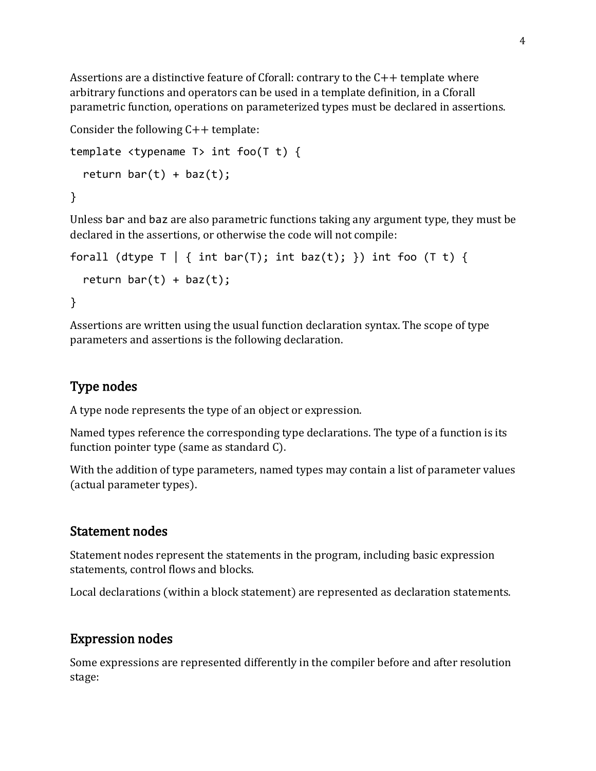Assertions are a distinctive feature of Cforall: contrary to the C++ template where arbitrary functions and operators can be used in a template definition, in a Cforall parametric function, operations on parameterized types must be declared in assertions.

Consider the following C++ template:

```
template <typename T> int foo(T t) {
  return bar(t) + baz(t);
}
```

Unless `bar` and `baz` are also parametric functions taking any argument type, they must be declared in the assertions, or otherwise the code will not compile:

```
forall (dtype T | { int bar(T); int baz(t); }) int foo (T t) {
  return bar(t) + baz(t);
}
```

Assertions are written using the usual function declaration syntax. The scope of type parameters and assertions is the following declaration.

## Type nodes

A type node represents the type of an object or expression.

Named types reference the corresponding type declarations. The type of a function is its function pointer type (same as standard C).

With the addition of type parameters, named types may contain a list of parameter values (actual parameter types).

## Statement nodes

Statement nodes represent the statements in the program, including basic expression statements, control flows and blocks.

Local declarations (within a block statement) are represented as declaration statements.

## Expression nodes

Some expressions are represented differently in the compiler before and after resolution stage: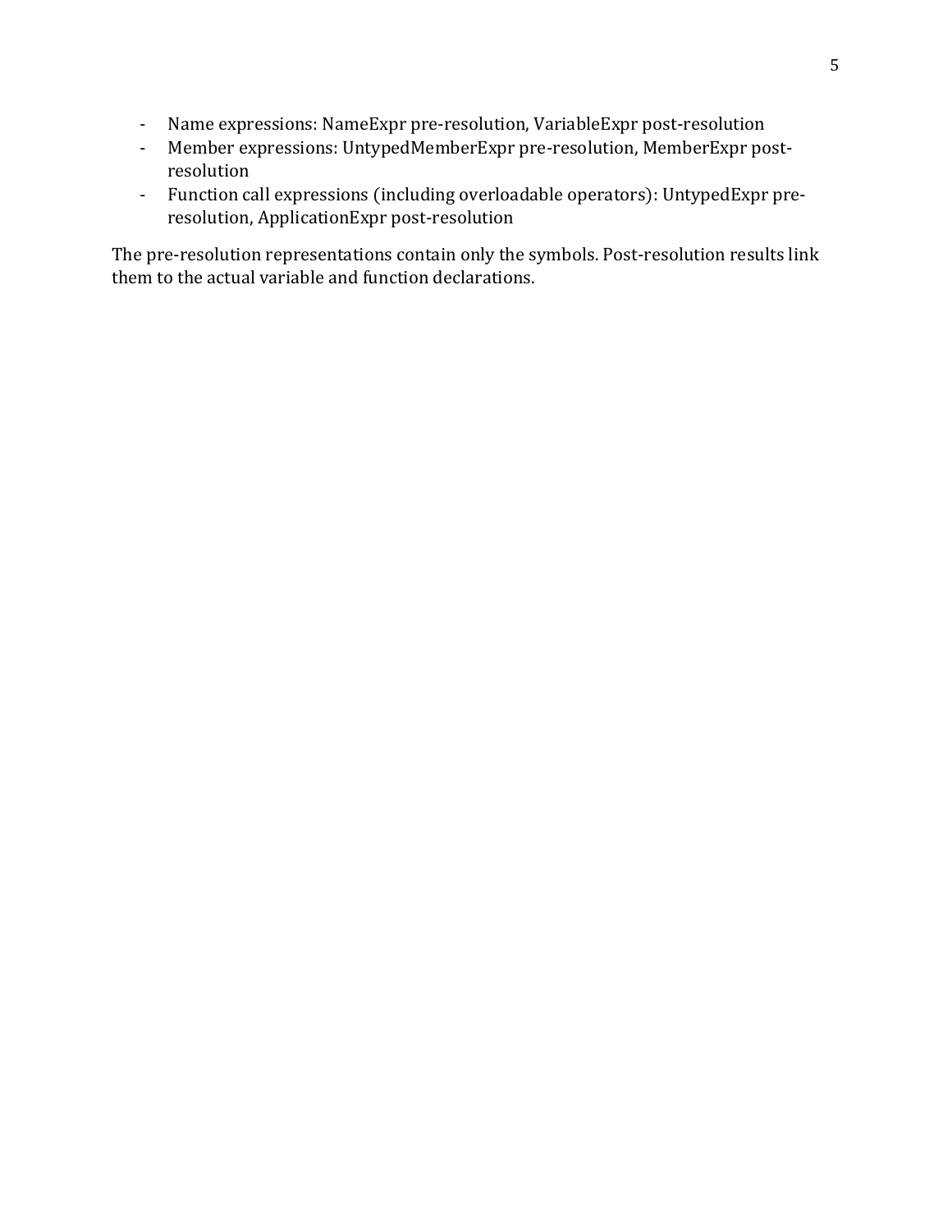- Name expressions: NameExpr pre-resolution, VariableExpr post-resolution
- Member expressions: UntypedMemberExpr pre-resolution, MemberExpr post-resolution
- Function call expressions (including overloadable operators): UntypedExpr pre-resolution, ApplicationExpr post-resolution

The pre-resolution representations contain only the symbols. Post-resolution results link them to the actual variable and function declarations.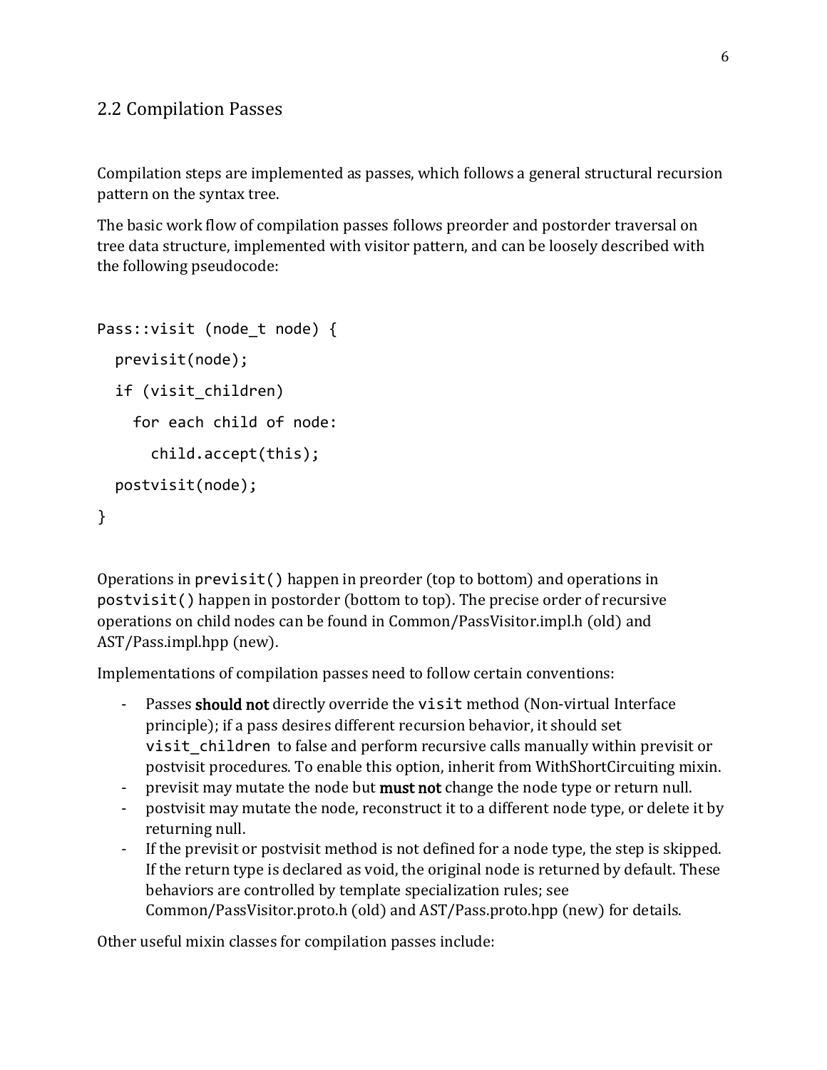## 2.2 Compilation Passes

Compilation steps are implemented as passes, which follows a general structural recursion pattern on the syntax tree.

The basic work flow of compilation passes follows preorder and postorder traversal on tree data structure, implemented with visitor pattern, and can be loosely described with the following pseudocode:

```
Pass::visit (node_t node) {
  previsit(node);
  if (visit_children)
    for each child of node:
      child.accept(this);
  postvisit(node);
}
```

Operations in `previsit()` happen in preorder (top to bottom) and operations in `postvisit()` happen in postorder (bottom to top). The precise order of recursive operations on child nodes can be found in Common/PassVisitor.impl.h (old) and AST/Pass.impl.hpp (new).

Implementations of compilation passes need to follow certain conventions:

- Passes **should not** directly override the `visit` method (Non-virtual Interface principle); if a pass desires different recursion behavior, it should set `visit_children` to false and perform recursive calls manually within previsit or postvisit procedures. To enable this option, inherit from WithShortCircuiting mixin.
- previsit may mutate the node but **must not** change the node type or return null.
- postvisit may mutate the node, reconstruct it to a different node type, or delete it by returning null.
- If the previsit or postvisit method is not defined for a node type, the step is skipped. If the return type is declared as void, the original node is returned by default. These behaviors are controlled by template specialization rules; see Common/PassVisitor.proto.h (old) and AST/Pass.proto.hpp (new) for details.

Other useful mixin classes for compilation passes include: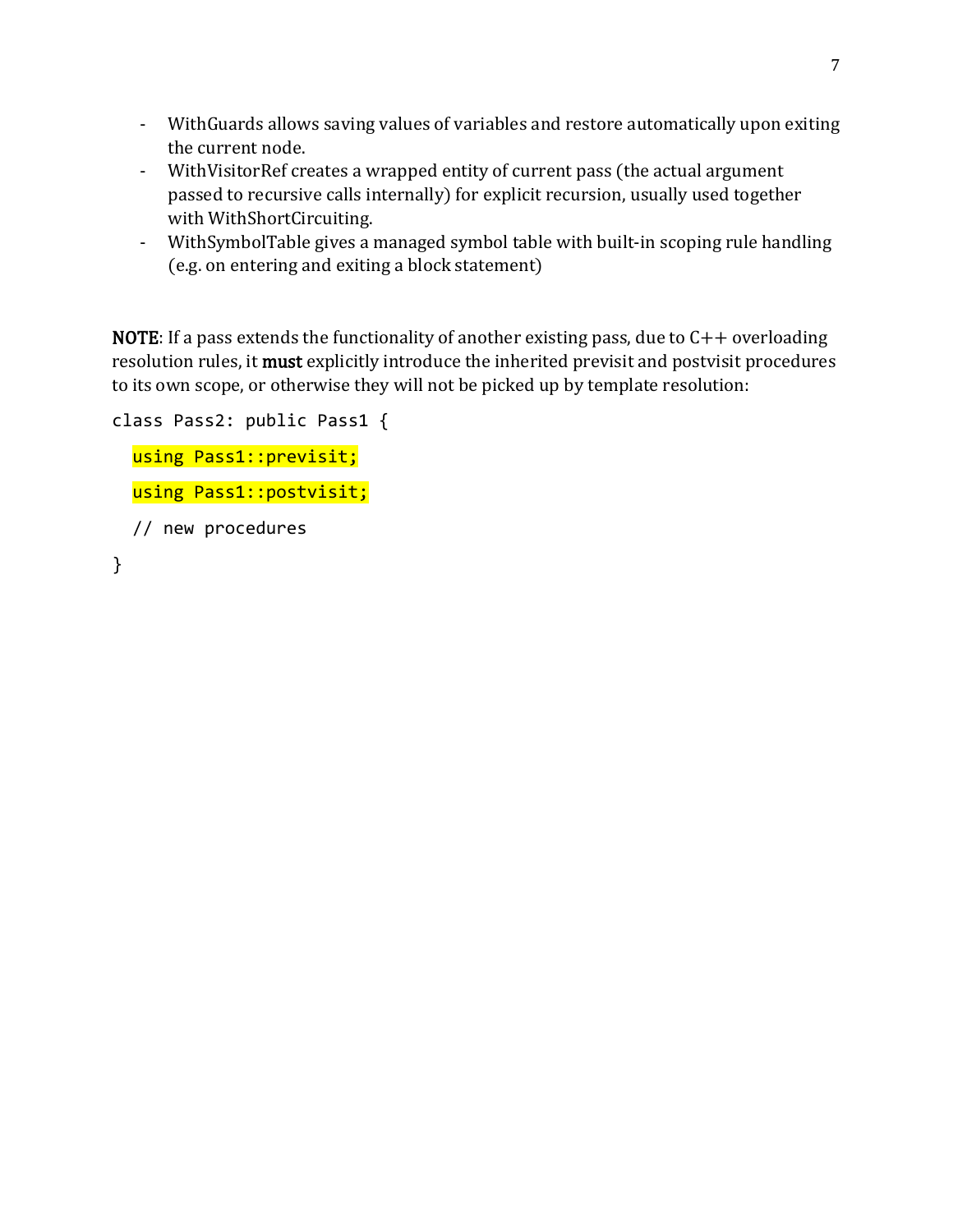- WithGuards allows saving values of variables and restore automatically upon exiting the current node.
- WithVisitorRef creates a wrapped entity of current pass (the actual argument passed to recursive calls internally) for explicit recursion, usually used together with WithShortCircuiting.
- WithSymbolTable gives a managed symbol table with built-in scoping rule handling (e.g. on entering and exiting a block statement)

**NOTE**: If a pass extends the functionality of another existing pass, due to C++ overloading resolution rules, it **must** explicitly introduce the inherited previsit and postvisit procedures to its own scope, or otherwise they will not be picked up by template resolution:

```
class Pass2: public Pass1 {
  using Pass1::previsit;
  using Pass1::postvisit;
  // new procedures
}
```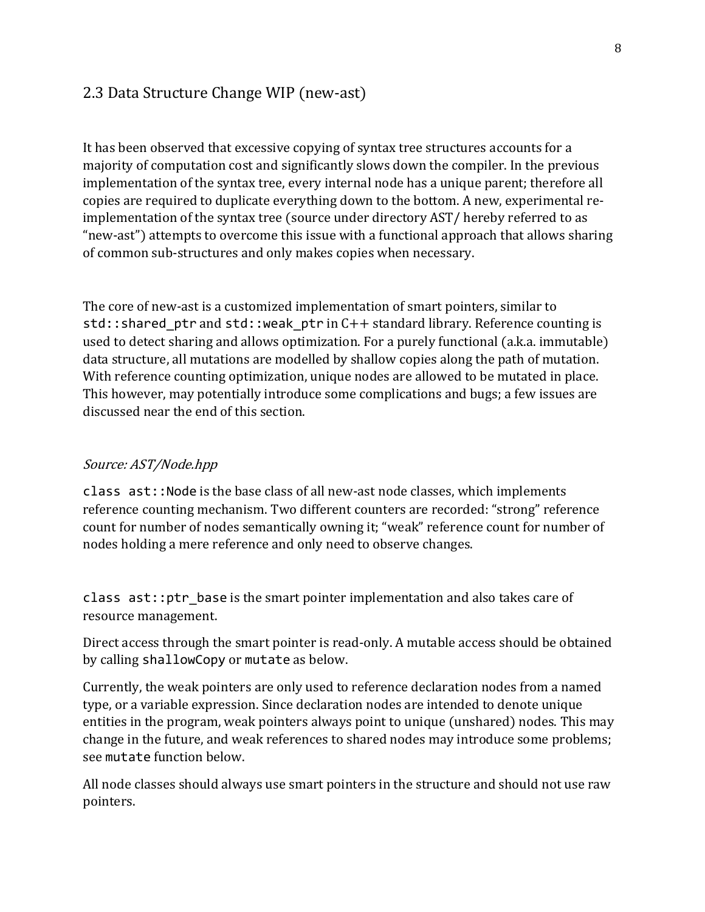## 2.3 Data Structure Change WIP (new-ast)

It has been observed that excessive copying of syntax tree structures accounts for a majority of computation cost and significantly slows down the compiler. In the previous implementation of the syntax tree, every internal node has a unique parent; therefore all copies are required to duplicate everything down to the bottom. A new, experimental re-implementation of the syntax tree (source under directory AST/ hereby referred to as "new-ast") attempts to overcome this issue with a functional approach that allows sharing of common sub-structures and only makes copies when necessary.

The core of new-ast is a customized implementation of smart pointers, similar to `std::shared_ptr` and `std::weak_ptr` in C++ standard library. Reference counting is used to detect sharing and allows optimization. For a purely functional (a.k.a. immutable) data structure, all mutations are modelled by shallow copies along the path of mutation. With reference counting optimization, unique nodes are allowed to be mutated in place. This however, may potentially introduce some complications and bugs; a few issues are discussed near the end of this section.

*Source: AST/Node.hpp*

`class ast::Node` is the base class of all new-ast node classes, which implements reference counting mechanism. Two different counters are recorded: "strong" reference count for number of nodes semantically owning it; "weak" reference count for number of nodes holding a mere reference and only need to observe changes.

`class ast::ptr_base` is the smart pointer implementation and also takes care of resource management.

Direct access through the smart pointer is read-only. A mutable access should be obtained by calling `shallowCopy` or `mutate` as below.

Currently, the weak pointers are only used to reference declaration nodes from a named type, or a variable expression. Since declaration nodes are intended to denote unique entities in the program, weak pointers always point to unique (unshared) nodes. This may change in the future, and weak references to shared nodes may introduce some problems; see `mutate` function below.

All node classes should always use smart pointers in the structure and should not use raw pointers.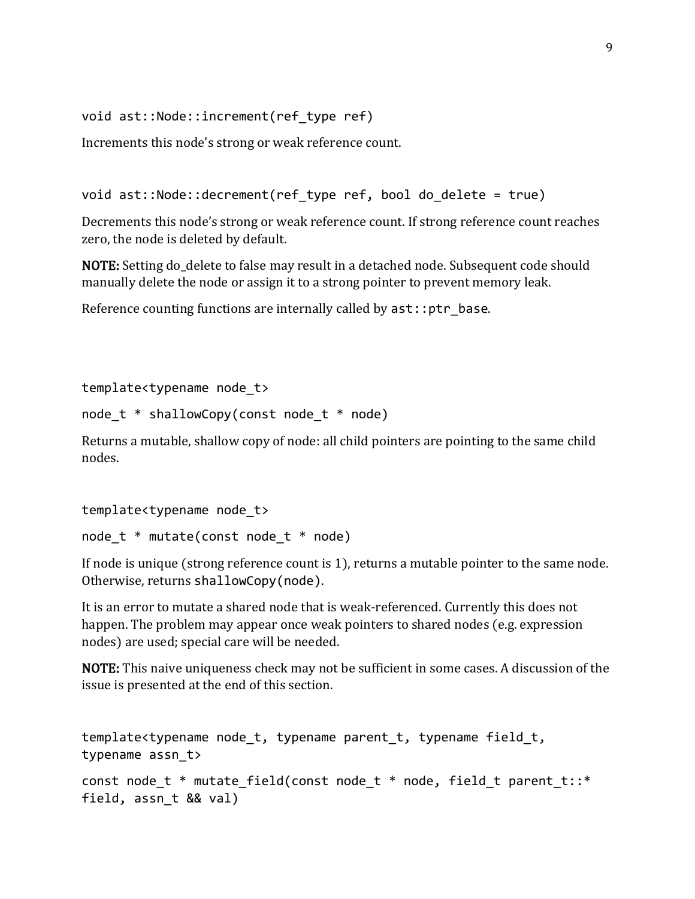```
void ast::Node::increment(ref_type ref)
```

Increments this node's strong or weak reference count.

```
void ast::Node::decrement(ref_type ref, bool do_delete = true)
```

Decrements this node's strong or weak reference count. If strong reference count reaches zero, the node is deleted by default.

**NOTE:** Setting do_delete to false may result in a detached node. Subsequent code should manually delete the node or assign it to a strong pointer to prevent memory leak.

Reference counting functions are internally called by `ast::ptr_base`.

```
template<typename node_t>
node_t * shallowCopy(const node_t * node)
```

Returns a mutable, shallow copy of node: all child pointers are pointing to the same child nodes.

```
template<typename node_t>
node_t * mutate(const node_t * node)
```

If node is unique (strong reference count is 1), returns a mutable pointer to the same node. Otherwise, returns `shallowCopy(node)`.

It is an error to mutate a shared node that is weak-referenced. Currently this does not happen. The problem may appear once weak pointers to shared nodes (e.g. expression nodes) are used; special care will be needed.

**NOTE:** This naive uniqueness check may not be sufficient in some cases. A discussion of the issue is presented at the end of this section.

```
template<typename node_t, typename parent_t, typename field_t,
typename assn_t>
const node_t * mutate_field(const node_t * node, field_t parent_t::*
field, assn_t && val)
```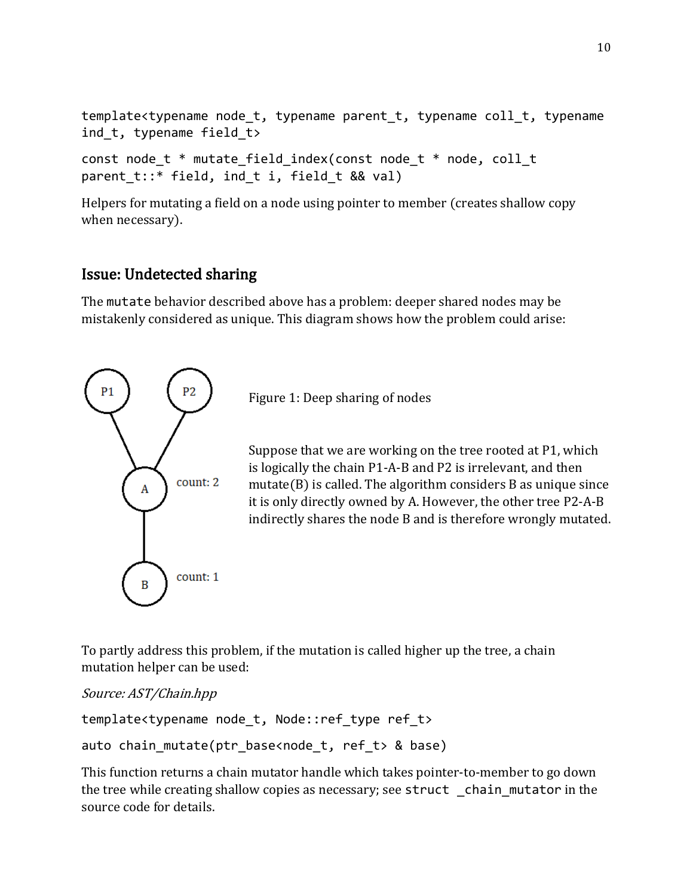```
template<typename node_t, typename parent_t, typename coll_t, typename ind_t, typename field_t>
```

```
const node_t * mutate_field_index(const node_t * node, coll_t parent_t::* field, ind_t i, field_t && val)
```

Helpers for mutating a field on a node using pointer to member (creates shallow copy when necessary).

## Issue: Undetected sharing

The `mutate` behavior described above has a problem: deeper shared nodes may be mistakenly considered as unique. This diagram shows how the problem could arise:

P1

P2

A

count: 2

B

count: 1

Figure 1: Deep sharing of nodes

Suppose that we are working on the tree rooted at P1, which is logically the chain P1-A-B and P2 is irrelevant, and then mutate(B) is called. The algorithm considers B as unique since it is only directly owned by A. However, the other tree P2-A-B indirectly shares the node B and is therefore wrongly mutated.

To partly address this problem, if the mutation is called higher up the tree, a chain mutation helper can be used:

*Source: AST/Chain.hpp*

```
template<typename node_t, Node::ref_type ref_t>
```

```
auto chain_mutate(ptr_base<node_t, ref_t> & base)
```

This function returns a chain mutator handle which takes pointer-to-member to go down the tree while creating shallow copies as necessary; see `struct _chain_mutator` in the source code for details.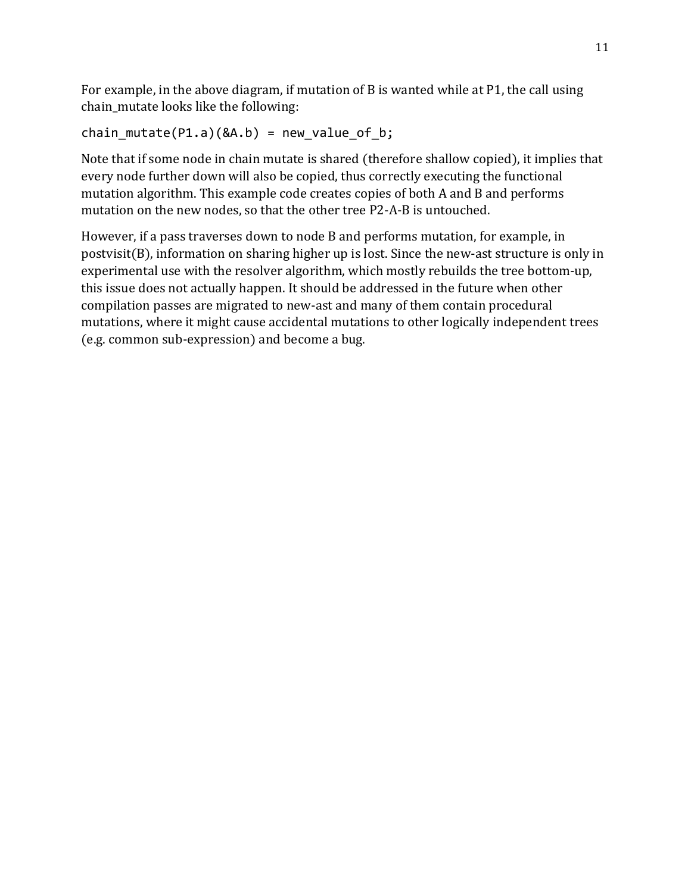For example, in the above diagram, if mutation of B is wanted while at P1, the call using chain_mutate looks like the following:

```
chain_mutate(P1.a)(&A.b) = new_value_of_b;
```

Note that if some node in chain mutate is shared (therefore shallow copied), it implies that every node further down will also be copied, thus correctly executing the functional mutation algorithm. This example code creates copies of both A and B and performs mutation on the new nodes, so that the other tree P2-A-B is untouched.

However, if a pass traverses down to node B and performs mutation, for example, in postvisit(B), information on sharing higher up is lost. Since the new-ast structure is only in experimental use with the resolver algorithm, which mostly rebuilds the tree bottom-up, this issue does not actually happen. It should be addressed in the future when other compilation passes are migrated to new-ast and many of them contain procedural mutations, where it might cause accidental mutations to other logically independent trees (e.g. common sub-expression) and become a bug.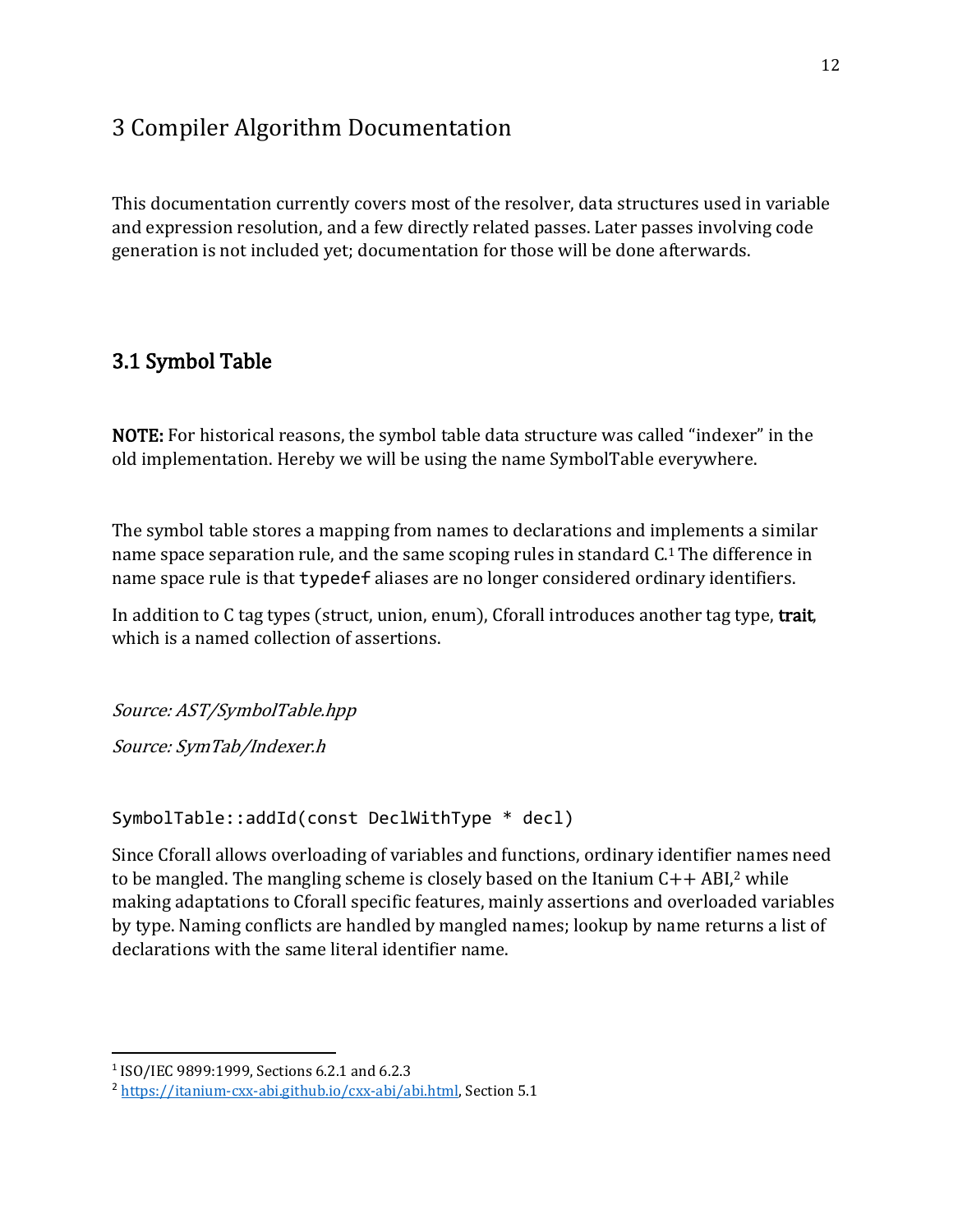# 3 Compiler Algorithm Documentation

This documentation currently covers most of the resolver, data structures used in variable and expression resolution, and a few directly related passes. Later passes involving code generation is not included yet; documentation for those will be done afterwards.

## 3.1 Symbol Table

**NOTE:** For historical reasons, the symbol table data structure was called "indexer" in the old implementation. Hereby we will be using the name SymbolTable everywhere.

The symbol table stores a mapping from names to declarations and implements a similar name space separation rule, and the same scoping rules in standard C.[1] The difference in name space rule is that `typedef` aliases are no longer considered ordinary identifiers.

In addition to C tag types (struct, union, enum), Cforall introduces another tag type, **trait**, which is a named collection of assertions.

*Source: AST/SymbolTable.hpp*

*Source: SymTab/Indexer.h*

```
SymbolTable::addId(const DeclWithType * decl)
```

Since Cforall allows overloading of variables and functions, ordinary identifier names need to be mangled. The mangling scheme is closely based on the Itanium C++ ABI,[2] while making adaptations to Cforall specific features, mainly assertions and overloaded variables by type. Naming conflicts are handled by mangled names; lookup by name returns a list of declarations with the same literal identifier name.

[1] ISO/IEC 9899:1999, Sections 6.2.1 and 6.2.3

[2] https://itanium-cxx-abi.github.io/cxx-abi/abi.html, Section 5.1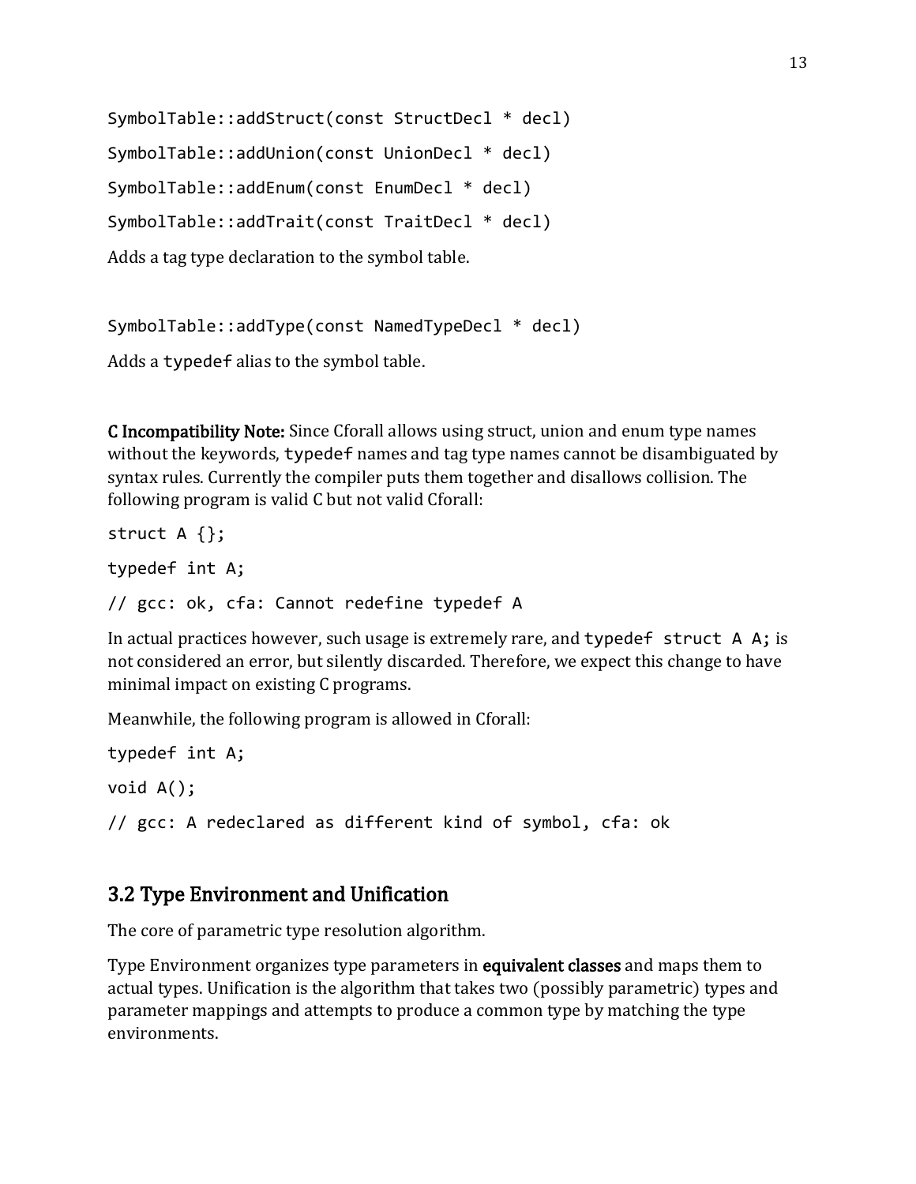```
SymbolTable::addStruct(const StructDecl * decl)
SymbolTable::addUnion(const UnionDecl * decl)
SymbolTable::addEnum(const EnumDecl * decl)
SymbolTable::addTrait(const TraitDecl * decl)
```

Adds a tag type declaration to the symbol table.

```
SymbolTable::addType(const NamedTypeDecl * decl)
```

Adds a `typedef` alias to the symbol table.

**C Incompatibility Note:** Since Cforall allows using struct, union and enum type names without the keywords, `typedef` names and tag type names cannot be disambiguated by syntax rules. Currently the compiler puts them together and disallows collision. The following program is valid C but not valid Cforall:

```
struct A {};
typedef int A;
// gcc: ok, cfa: Cannot redefine typedef A
```

In actual practices however, such usage is extremely rare, and `typedef struct A A;` is not considered an error, but silently discarded. Therefore, we expect this change to have minimal impact on existing C programs.

Meanwhile, the following program is allowed in Cforall:

```
typedef int A;
void A();
// gcc: A redeclared as different kind of symbol, cfa: ok
```

## 3.2 Type Environment and Unification

The core of parametric type resolution algorithm.

Type Environment organizes type parameters in **equivalent classes** and maps them to actual types. Unification is the algorithm that takes two (possibly parametric) types and parameter mappings and attempts to produce a common type by matching the type environments.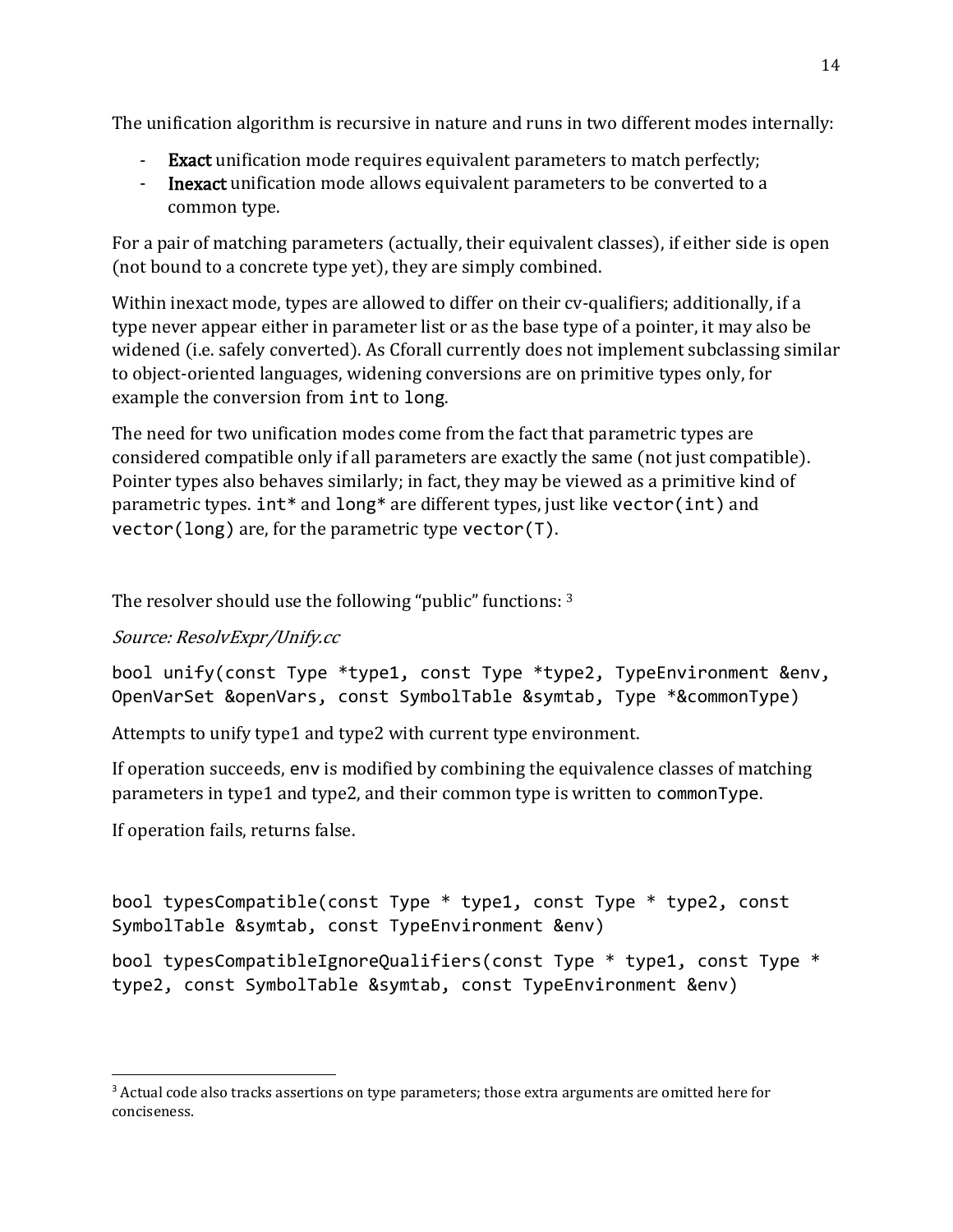The unification algorithm is recursive in nature and runs in two different modes internally:

- **Exact** unification mode requires equivalent parameters to match perfectly;
- **Inexact** unification mode allows equivalent parameters to be converted to a common type.

For a pair of matching parameters (actually, their equivalent classes), if either side is open (not bound to a concrete type yet), they are simply combined.

Within inexact mode, types are allowed to differ on their cv-qualifiers; additionally, if a type never appear either in parameter list or as the base type of a pointer, it may also be widened (i.e. safely converted). As Cforall currently does not implement subclassing similar to object-oriented languages, widening conversions are on primitive types only, for example the conversion from `int` to `long`.

The need for two unification modes come from the fact that parametric types are considered compatible only if all parameters are exactly the same (not just compatible). Pointer types also behaves similarly; in fact, they may be viewed as a primitive kind of parametric types. `int*` and `long*` are different types, just like `vector(int)` and `vector(long)` are, for the parametric type `vector(T)`.

The resolver should use the following "public" functions: [3]

*Source: ResolvExpr/Unify.cc*

```
bool unify(const Type *type1, const Type *type2, TypeEnvironment &env, OpenVarSet &openVars, const SymbolTable &symtab, Type *&commonType)
```

Attempts to unify type1 and type2 with current type environment.

If operation succeeds, `env` is modified by combining the equivalence classes of matching parameters in type1 and type2, and their common type is written to `commonType`.

If operation fails, returns false.

```
bool typesCompatible(const Type * type1, const Type * type2, const SymbolTable &symtab, const TypeEnvironment &env)
```

```
bool typesCompatibleIgnoreQualifiers(const Type * type1, const Type * type2, const SymbolTable &symtab, const TypeEnvironment &env)
```

[3] Actual code also tracks assertions on type parameters; those extra arguments are omitted here for conciseness.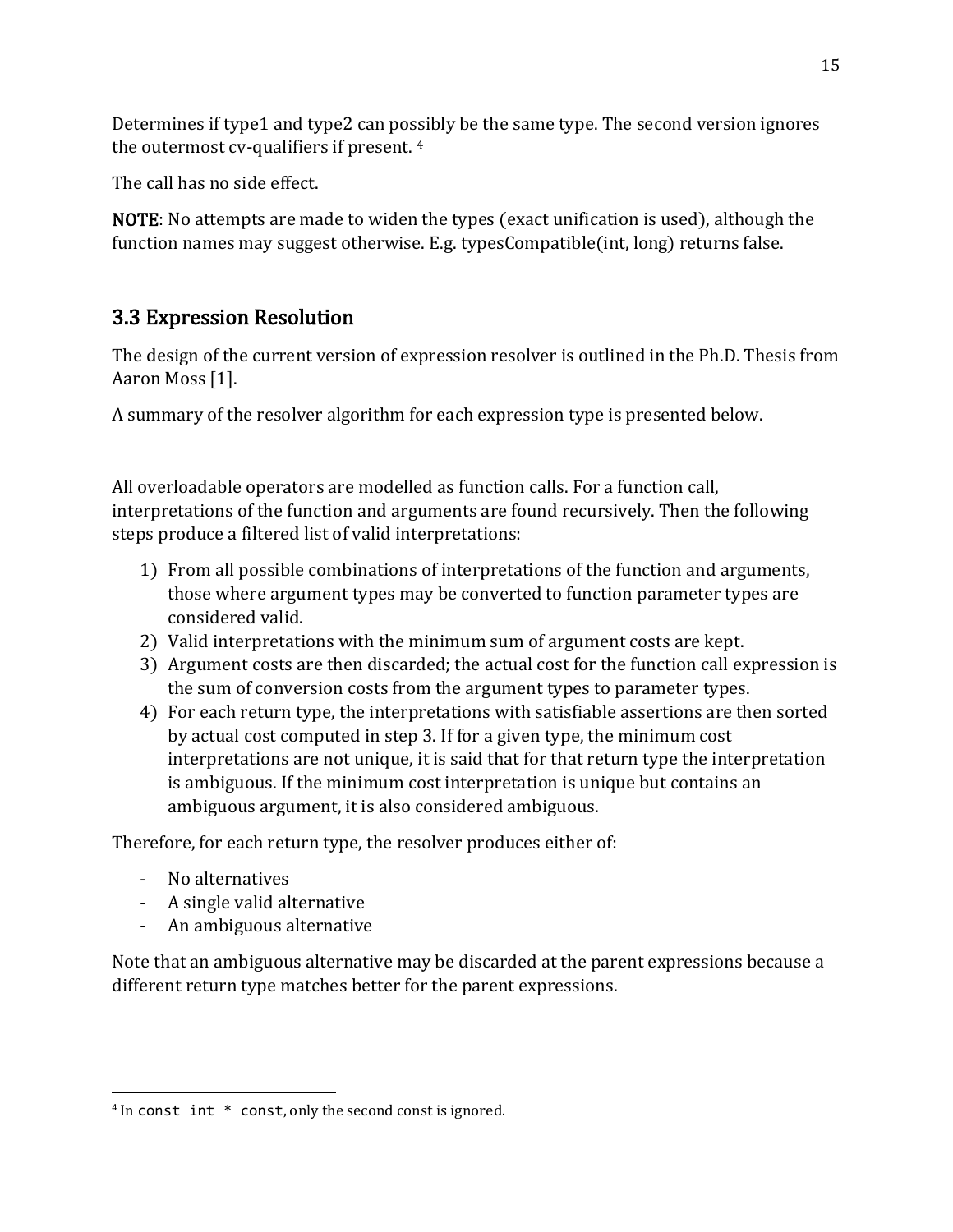Determines if type1 and type2 can possibly be the same type. The second version ignores the outermost cv-qualifiers if present. [4]

The call has no side effect.

**NOTE**: No attempts are made to widen the types (exact unification is used), although the function names may suggest otherwise. E.g. typesCompatible(int, long) returns false.

## 3.3 Expression Resolution

The design of the current version of expression resolver is outlined in the Ph.D. Thesis from Aaron Moss [1].

A summary of the resolver algorithm for each expression type is presented below.

All overloadable operators are modelled as function calls. For a function call, interpretations of the function and arguments are found recursively. Then the following steps produce a filtered list of valid interpretations:

1) From all possible combinations of interpretations of the function and arguments, those where argument types may be converted to function parameter types are considered valid.
2) Valid interpretations with the minimum sum of argument costs are kept.
3) Argument costs are then discarded; the actual cost for the function call expression is the sum of conversion costs from the argument types to parameter types.
4) For each return type, the interpretations with satisfiable assertions are then sorted by actual cost computed in step 3. If for a given type, the minimum cost interpretations are not unique, it is said that for that return type the interpretation is ambiguous. If the minimum cost interpretation is unique but contains an ambiguous argument, it is also considered ambiguous.

Therefore, for each return type, the resolver produces either of:

- No alternatives
- A single valid alternative
- An ambiguous alternative

Note that an ambiguous alternative may be discarded at the parent expressions because a different return type matches better for the parent expressions.

---

[4] In `const int * const`, only the second const is ignored.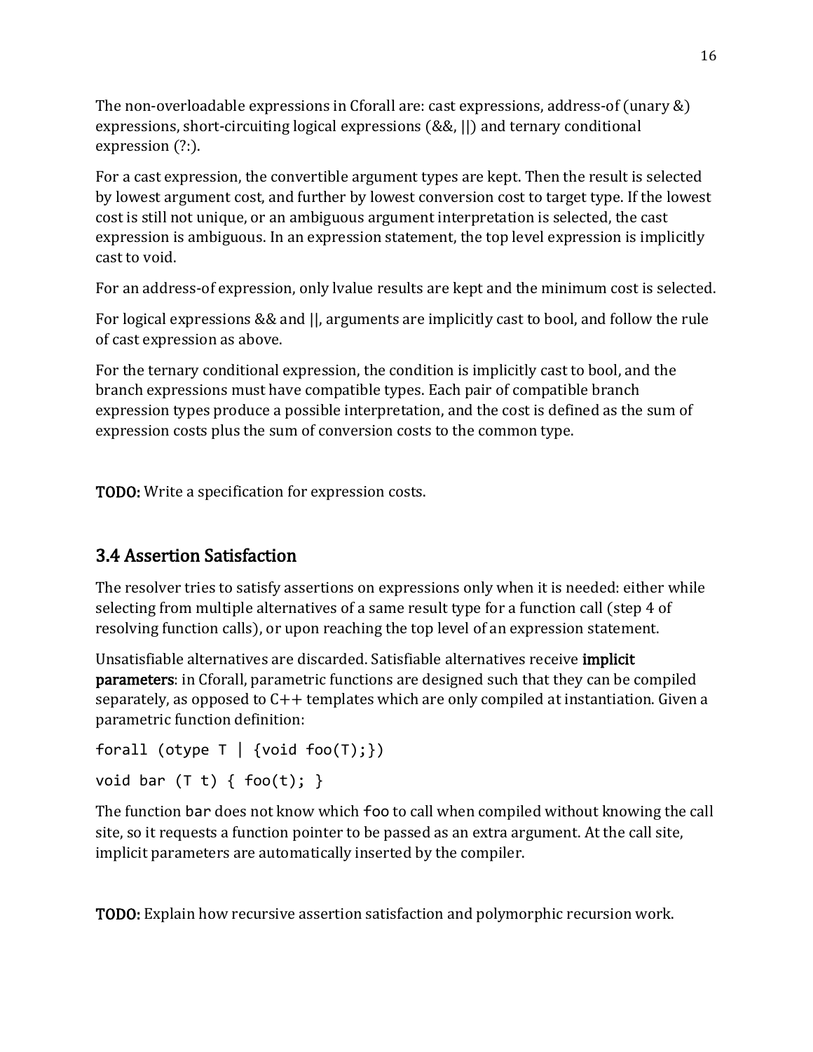The non-overloadable expressions in Cforall are: cast expressions, address-of (unary &) expressions, short-circuiting logical expressions (&&, ||) and ternary conditional expression (?:).

For a cast expression, the convertible argument types are kept. Then the result is selected by lowest argument cost, and further by lowest conversion cost to target type. If the lowest cost is still not unique, or an ambiguous argument interpretation is selected, the cast expression is ambiguous. In an expression statement, the top level expression is implicitly cast to void.

For an address-of expression, only lvalue results are kept and the minimum cost is selected.

For logical expressions && and ||, arguments are implicitly cast to bool, and follow the rule of cast expression as above.

For the ternary conditional expression, the condition is implicitly cast to bool, and the branch expressions must have compatible types. Each pair of compatible branch expression types produce a possible interpretation, and the cost is defined as the sum of expression costs plus the sum of conversion costs to the common type.

**TODO:** Write a specification for expression costs.

## 3.4 Assertion Satisfaction

The resolver tries to satisfy assertions on expressions only when it is needed: either while selecting from multiple alternatives of a same result type for a function call (step 4 of resolving function calls), or upon reaching the top level of an expression statement.

Unsatisfiable alternatives are discarded. Satisfiable alternatives receive **implicit parameters**: in Cforall, parametric functions are designed such that they can be compiled separately, as opposed to C++ templates which are only compiled at instantiation. Given a parametric function definition:

```
forall (otype T | {void foo(T);})
void bar (T t) { foo(t); }
```

The function `bar` does not know which `foo` to call when compiled without knowing the call site, so it requests a function pointer to be passed as an extra argument. At the call site, implicit parameters are automatically inserted by the compiler.

**TODO:** Explain how recursive assertion satisfaction and polymorphic recursion work.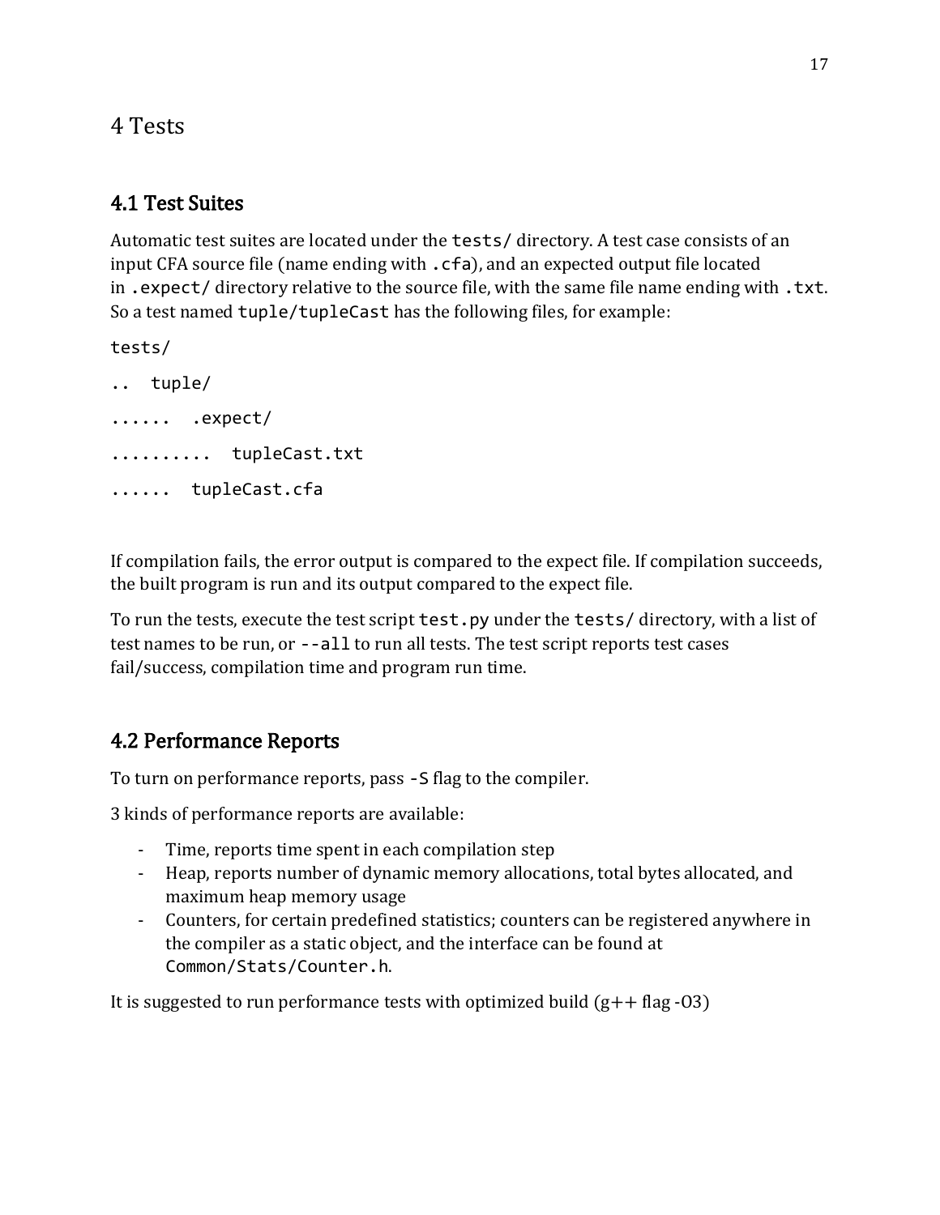# 4 Tests

## 4.1 Test Suites

Automatic test suites are located under the `tests/` directory. A test case consists of an input CFA source file (name ending with `.cfa`), and an expected output file located in `.expect/` directory relative to the source file, with the same file name ending with `.txt`. So a test named `tuple/tupleCast` has the following files, for example:

```
tests/
..  tuple/
......  .expect/
..........  tupleCast.txt
......  tupleCast.cfa
```

If compilation fails, the error output is compared to the expect file. If compilation succeeds, the built program is run and its output compared to the expect file.

To run the tests, execute the test script `test.py` under the `tests/` directory, with a list of test names to be run, or `--all` to run all tests. The test script reports test cases fail/success, compilation time and program run time.

## 4.2 Performance Reports

To turn on performance reports, pass `-S` flag to the compiler.

3 kinds of performance reports are available:

- Time, reports time spent in each compilation step
- Heap, reports number of dynamic memory allocations, total bytes allocated, and maximum heap memory usage
- Counters, for certain predefined statistics; counters can be registered anywhere in the compiler as a static object, and the interface can be found at `Common/Stats/Counter.h`.

It is suggested to run performance tests with optimized build (g++ flag -O3)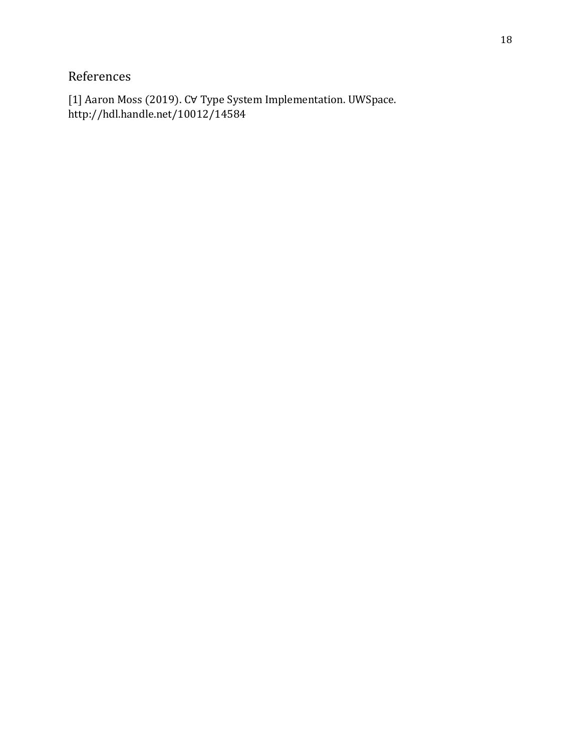# References

[1] Aaron Moss (2019). C∀ Type System Implementation. UWSpace. http://hdl.handle.net/10012/14584